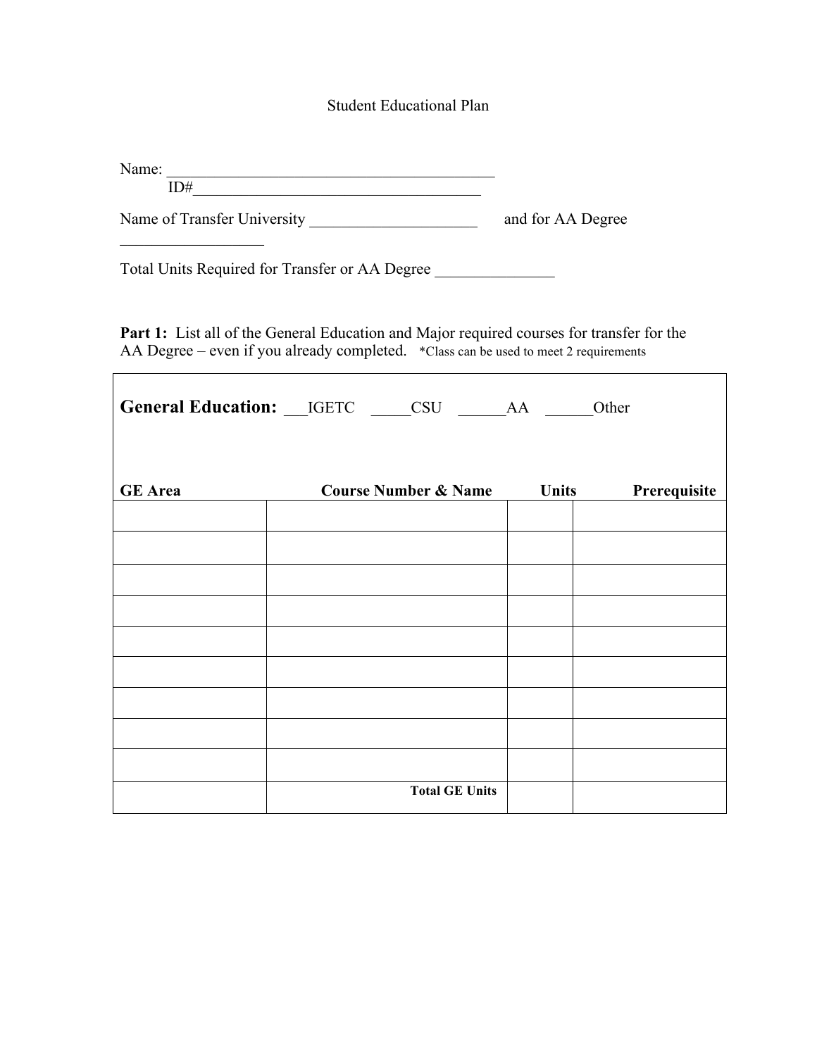Student Educational Plan

Name: ___________________________________________

ID#_____________________________________

Name of Transfer University _____________________ and for AA Degree __________________

Total Units Required for Transfer or AA Degree _______________

**Part 1:** List all of the General Education and Major required courses for transfer for the AA Degree – even if you already completed. *Class can be used to meet 2 requirements

**General Education:** ___IGETC _____CSU ______AA ______Other

| GE Area | Course Number & Name | Units | Prerequisite |
|---|---|---|---|
| | | | |
| | | | |
| | | | |
| | | | |
| | | | |
| | | | |
| | | | |
| | | | |
| | | | |
| | **Total GE Units** | | |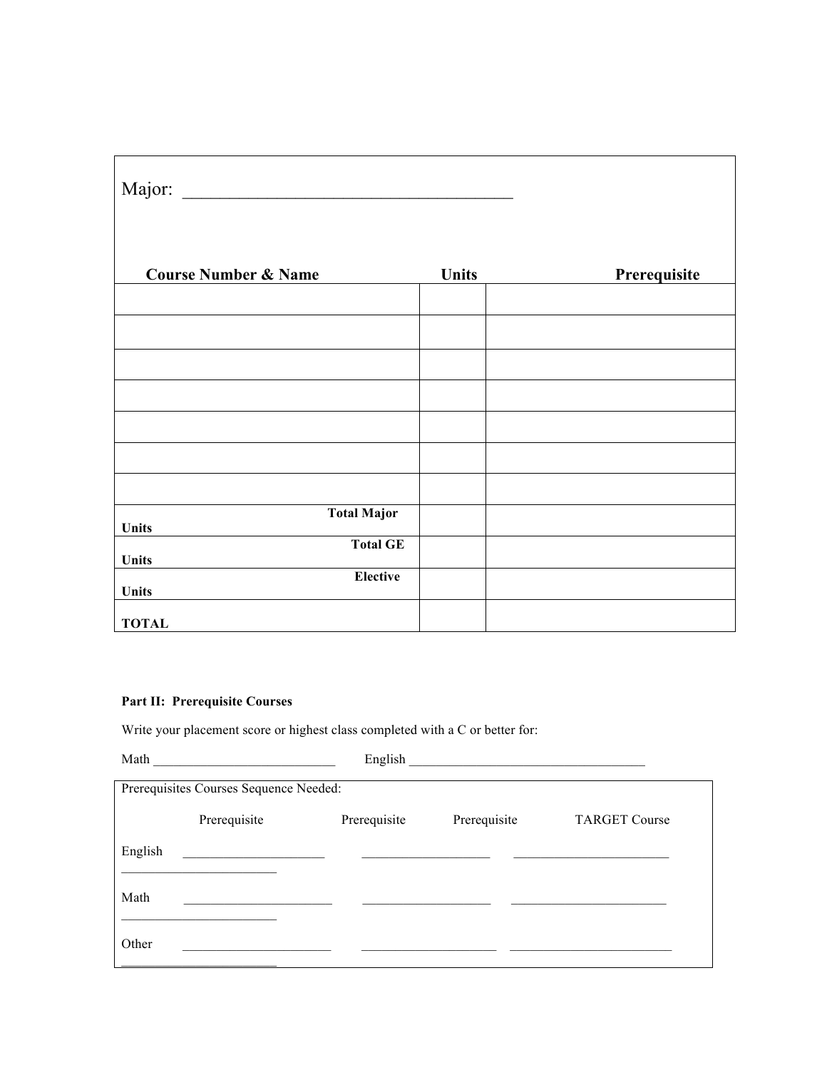Major: ___________________________________

| Course Number & Name | Units | Prerequisite |
|---|---|---|
| | | |
| | | |
| | | |
| | | |
| | | |
| | | |
| | | |
| **Total Major Units** | | |
| **Total GE Units** | | |
| **Elective Units** | | |
| **TOTAL** | | |

**Part II: Prerequisite Courses**

Write your placement score or highest class completed with a C or better for:

Math ___________________________ English ___________________________________

Prerequisites Courses Sequence Needed:

| | Prerequisite | Prerequisite | Prerequisite | TARGET Course |
|---|---|---|---|---|
| English | ____________________ | ___________________ | _______________________ | _______________________ |
| Math | _____________________ | ___________________ | _______________________ | _______________________ |
| Other | _____________________ | ____________________ | ________________________ | _______________________ |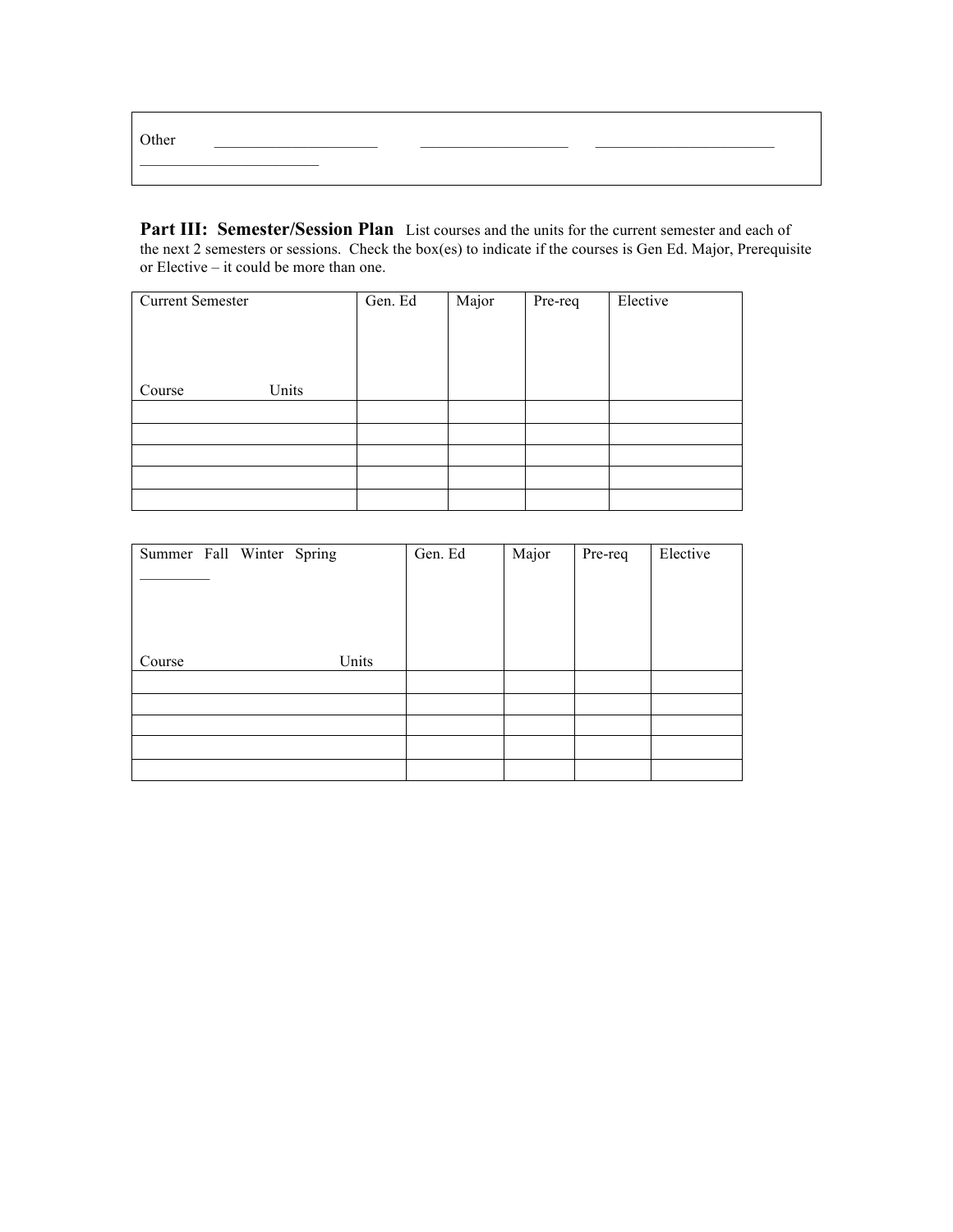Other \_\_\_\_\_\_\_\_\_\_\_\_\_\_\_\_\_\_\_\_\_\_\_ \_\_\_\_\_\_\_\_\_\_\_\_\_\_\_\_\_\_\_\_\_ \_\_\_\_\_\_\_\_\_\_\_\_\_\_\_\_\_\_\_\_\_\_\_\_\_\_ \_\_\_\_\_\_\_\_\_\_\_\_\_\_\_\_\_\_\_\_\_\_\_\_\_\_

**Part III: Semester/Session Plan** List courses and the units for the current semester and each of the next 2 semesters or sessions. Check the box(es) to indicate if the courses is Gen Ed. Major, Prerequisite or Elective – it could be more than one.

| Current Semester<br><br>Course Units | Gen. Ed | Major | Pre-req | Elective |
|---|---|---|---|---|
| | | | | |
| | | | | |
| | | | | |
| | | | | |
| | | | | |

| Summer Fall Winter Spring<br>\_\_\_\_\_\_\_\_\_<br><br>Course Units | Gen. Ed | Major | Pre-req | Elective |
|---|---|---|---|---|
| | | | | |
| | | | | |
| | | | | |
| | | | | |
| | | | | |